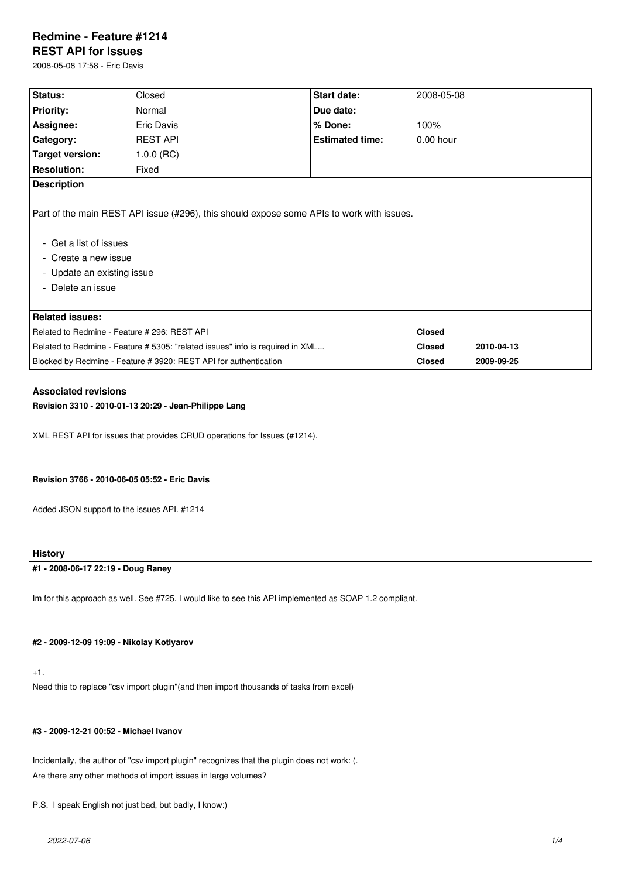# Redmine - Feature #1214

## REST API for Issues

2008-05-08 17:58 - Eric Davis

| Status: | Closed | Start date: | 2008-05-08 |
| --- | --- | --- | --- |
| Priority: | Normal | Due date: | |
| Assignee: | Eric Davis | % Done: | 100% |
| Category: | REST API | Estimated time: | 0.00 hour |
| Target version: | 1.0.0 (RC) | | |
| Resolution: | Fixed | | |

**Description**

Part of the main REST API issue (#296), this should expose some APIs to work with issues.

- Get a list of issues
- Create a new issue
- Update an existing issue
- Delete an issue

**Related issues:**

| | | |
| --- | --- | --- |
| Related to Redmine - Feature # 296: REST API | **Closed** | |
| Related to Redmine - Feature # 5305: "related issues" info is required in XML... | **Closed** | **2010-04-13** |
| Blocked by Redmine - Feature # 3920: REST API for authentication | **Closed** | **2009-09-25** |

### Associated revisions

**Revision 3310 - 2010-01-13 20:29 - Jean-Philippe Lang**

XML REST API for issues that provides CRUD operations for Issues (#1214).

**Revision 3766 - 2010-06-05 05:52 - Eric Davis**

Added JSON support to the issues API. #1214

### History

**#1 - 2008-06-17 22:19 - Doug Raney**

Im for this approach as well. See #725. I would like to see this API implemented as SOAP 1.2 compliant.

**#2 - 2009-12-09 19:09 - Nikolay Kotlyarov**

+1.
Need this to replace "csv import plugin"(and then import thousands of tasks from excel)

**#3 - 2009-12-21 00:52 - Michael Ivanov**

Incidentally, the author of "csv import plugin" recognizes that the plugin does not work: (.
Are there any other methods of import issues in large volumes?

P.S. I speak English not just bad, but badly, I know:)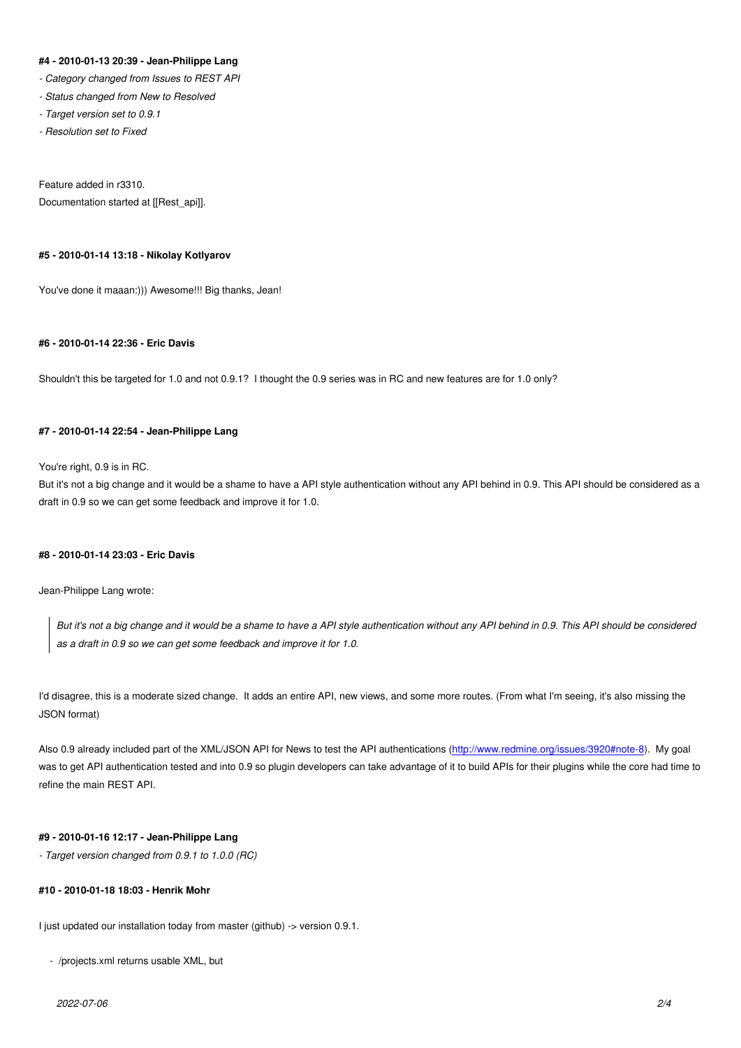#### #4 - 2010-01-13 20:39 - Jean-Philippe Lang

*- Category changed from Issues to REST API*

*- Status changed from New to Resolved*

*- Target version set to 0.9.1*

*- Resolution set to Fixed*

Feature added in r3310.
Documentation started at [[Rest_api]].

#### #5 - 2010-01-14 13:18 - Nikolay Kotlyarov

You've done it maaan:))) Awesome!!! Big thanks, Jean!

#### #6 - 2010-01-14 22:36 - Eric Davis

Shouldn't this be targeted for 1.0 and not 0.9.1? I thought the 0.9 series was in RC and new features are for 1.0 only?

#### #7 - 2010-01-14 22:54 - Jean-Philippe Lang

You're right, 0.9 is in RC.
But it's not a big change and it would be a shame to have a API style authentication without any API behind in 0.9. This API should be considered as a draft in 0.9 so we can get some feedback and improve it for 1.0.

#### #8 - 2010-01-14 23:03 - Eric Davis

Jean-Philippe Lang wrote:

> *But it's not a big change and it would be a shame to have a API style authentication without any API behind in 0.9. This API should be considered as a draft in 0.9 so we can get some feedback and improve it for 1.0.*

I'd disagree, this is a moderate sized change. It adds an entire API, new views, and some more routes. (From what I'm seeing, it's also missing the JSON format)

Also 0.9 already included part of the XML/JSON API for News to test the API authentications (http://www.redmine.org/issues/3920#note-8). My goal was to get API authentication tested and into 0.9 so plugin developers can take advantage of it to build APIs for their plugins while the core had time to refine the main REST API.

#### #9 - 2010-01-16 12:17 - Jean-Philippe Lang

*- Target version changed from 0.9.1 to 1.0.0 (RC)*

#### #10 - 2010-01-18 18:03 - Henrik Mohr

I just updated our installation today from master (github) -> version 0.9.1.

- /projects.xml returns usable XML, but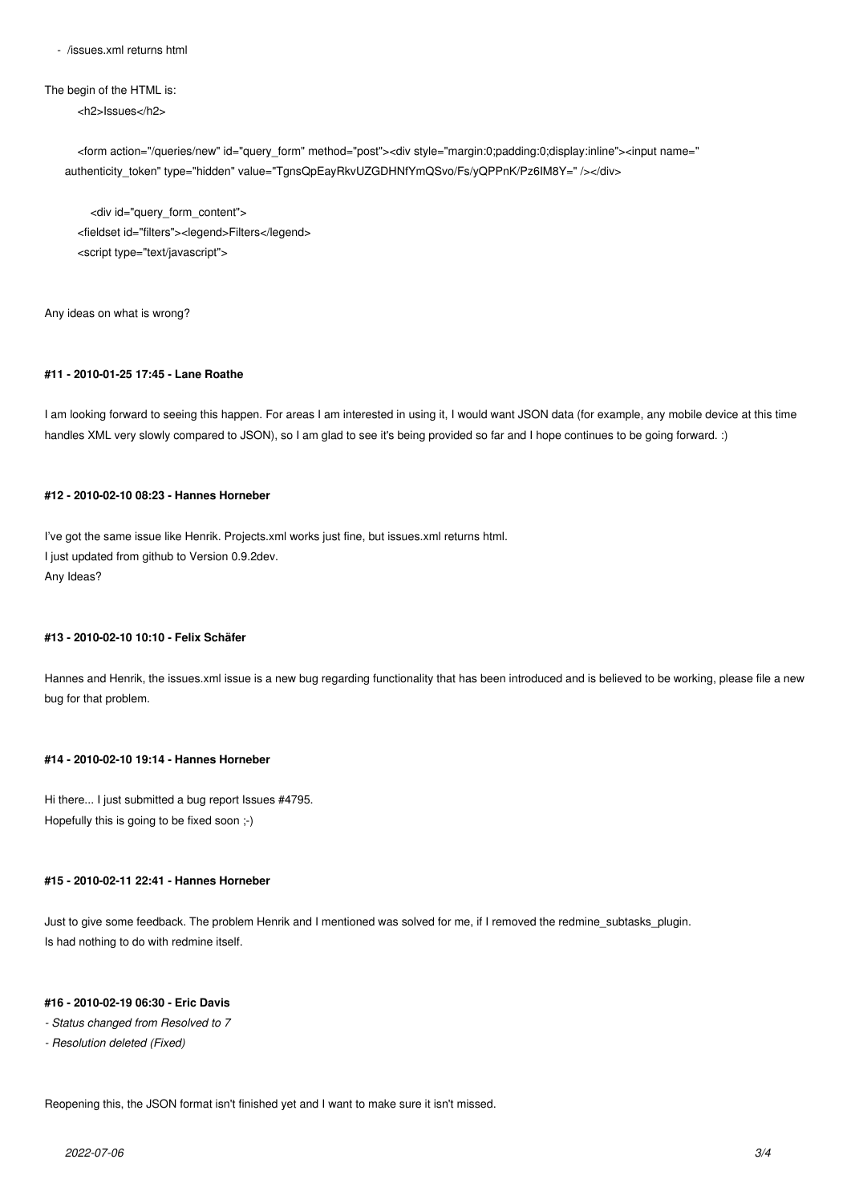- /issues.xml returns html

The begin of the HTML is:

```
<h2>Issues</h2>

<form action="/queries/new" id="query_form" method="post"><div style="margin:0;padding:0;display:inline"><input name="
authenticity_token" type="hidden" value="TgnsQpEayRkvUZGDHNfYmQSvo/Fs/yQPPnK/Pz6IM8Y=" /></div>

  <div id="query_form_content">
<fieldset id="filters"><legend>Filters</legend>
<script type="text/javascript">
```

Any ideas on what is wrong?

#### #11 - 2010-01-25 17:45 - Lane Roathe

I am looking forward to seeing this happen. For areas I am interested in using it, I would want JSON data (for example, any mobile device at this time handles XML very slowly compared to JSON), so I am glad to see it's being provided so far and I hope continues to be going forward. :)

#### #12 - 2010-02-10 08:23 - Hannes Horneber

I've got the same issue like Henrik. Projects.xml works just fine, but issues.xml returns html.
I just updated from github to Version 0.9.2dev.
Any Ideas?

#### #13 - 2010-02-10 10:10 - Felix Schäfer

Hannes and Henrik, the issues.xml issue is a new bug regarding functionality that has been introduced and is believed to be working, please file a new bug for that problem.

#### #14 - 2010-02-10 19:14 - Hannes Horneber

Hi there... I just submitted a bug report Issues #4795.
Hopefully this is going to be fixed soon ;-)

#### #15 - 2010-02-11 22:41 - Hannes Horneber

Just to give some feedback. The problem Henrik and I mentioned was solved for me, if I removed the redmine_subtasks_plugin.
Is had nothing to do with redmine itself.

#### #16 - 2010-02-19 06:30 - Eric Davis

*- Status changed from Resolved to 7*

*- Resolution deleted (Fixed)*

Reopening this, the JSON format isn't finished yet and I want to make sure it isn't missed.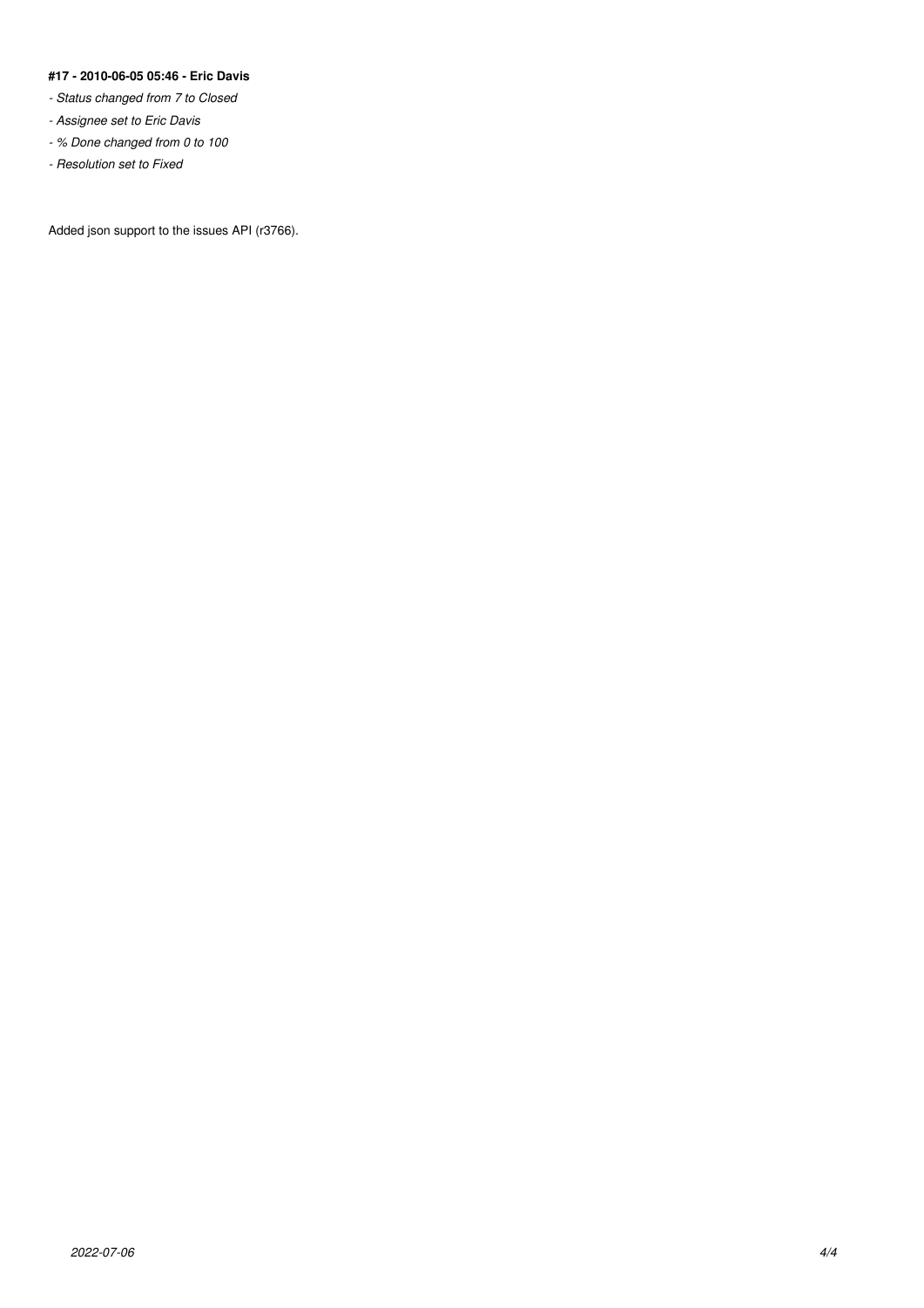**#17 - 2010-06-05 05:46 - Eric Davis**

- *Status changed from 7 to Closed*
- *Assignee set to Eric Davis*
- *% Done changed from 0 to 100*
- *Resolution set to Fixed*

Added json support to the issues API (r3766).